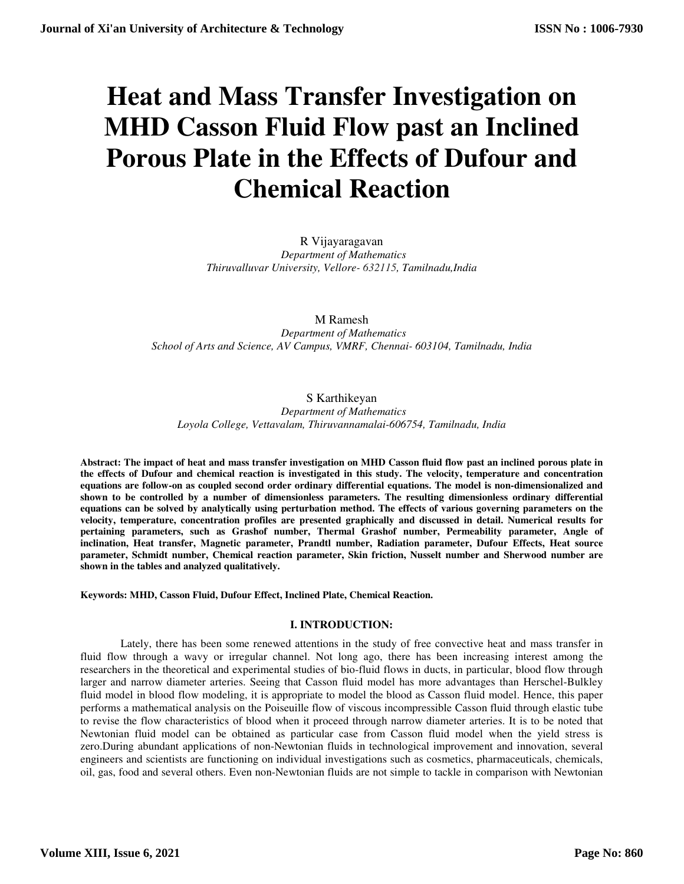# Heat and Mass Transfer Investigation on MHD Casson Fluid Flow past an Inclined Porous Plate in the Effects of Dufour and Chemical Reaction

R Vijayaragavan
*Department of Mathematics*
*Thiruvalluvar University, Vellore- 632115, Tamilnadu,India*

M Ramesh
*Department of Mathematics*
*School of Arts and Science, AV Campus, VMRF, Chennai- 603104, Tamilnadu, India*

S Karthikeyan
*Department of Mathematics*
*Loyola College, Vettavalam, Thiruvannamalai-606754, Tamilnadu, India*

**Abstract: The impact of heat and mass transfer investigation on MHD Casson fluid flow past an inclined porous plate in the effects of Dufour and chemical reaction is investigated in this study. The velocity, temperature and concentration equations are follow-on as coupled second order ordinary differential equations. The model is non-dimensionalized and shown to be controlled by a number of dimensionless parameters. The resulting dimensionless ordinary differential equations can be solved by analytically using perturbation method. The effects of various governing parameters on the velocity, temperature, concentration profiles are presented graphically and discussed in detail. Numerical results for pertaining parameters, such as Grashof number, Thermal Grashof number, Permeability parameter, Angle of inclination, Heat transfer, Magnetic parameter, Prandtl number, Radiation parameter, Dufour Effects, Heat source parameter, Schmidt number, Chemical reaction parameter, Skin friction, Nusselt number and Sherwood number are shown in the tables and analyzed qualitatively.**

**Keywords: MHD, Casson Fluid, Dufour Effect, Inclined Plate, Chemical Reaction.**

## I. INTRODUCTION:

Lately, there has been some renewed attentions in the study of free convective heat and mass transfer in fluid flow through a wavy or irregular channel. Not long ago, there has been increasing interest among the researchers in the theoretical and experimental studies of bio-fluid flows in ducts, in particular, blood flow through larger and narrow diameter arteries. Seeing that Casson fluid model has more advantages than Herschel-Bulkley fluid model in blood flow modeling, it is appropriate to model the blood as Casson fluid model. Hence, this paper performs a mathematical analysis on the Poiseuille flow of viscous incompressible Casson fluid through elastic tube to revise the flow characteristics of blood when it proceed through narrow diameter arteries. It is to be noted that Newtonian fluid model can be obtained as particular case from Casson fluid model when the yield stress is zero.During abundant applications of non-Newtonian fluids in technological improvement and innovation, several engineers and scientists are functioning on individual investigations such as cosmetics, pharmaceuticals, chemicals, oil, gas, food and several others. Even non-Newtonian fluids are not simple to tackle in comparison with Newtonian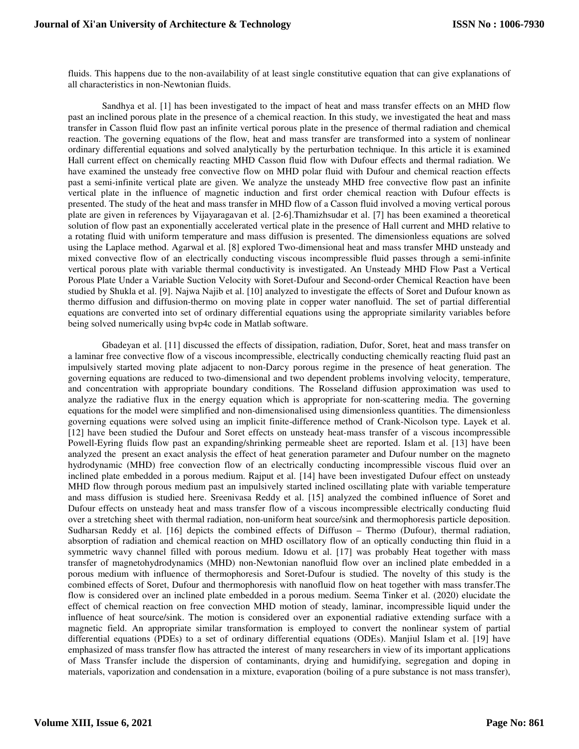fluids. This happens due to the non-availability of at least single constitutive equation that can give explanations of all characteristics in non-Newtonian fluids.

Sandhya et al. [1] has been investigated to the impact of heat and mass transfer effects on an MHD flow past an inclined porous plate in the presence of a chemical reaction. In this study, we investigated the heat and mass transfer in Casson fluid flow past an infinite vertical porous plate in the presence of thermal radiation and chemical reaction. The governing equations of the flow, heat and mass transfer are transformed into a system of nonlinear ordinary differential equations and solved analytically by the perturbation technique. In this article it is examined Hall current effect on chemically reacting MHD Casson fluid flow with Dufour effects and thermal radiation. We have examined the unsteady free convective flow on MHD polar fluid with Dufour and chemical reaction effects past a semi-infinite vertical plate are given. We analyze the unsteady MHD free convective flow past an infinite vertical plate in the influence of magnetic induction and first order chemical reaction with Dufour effects is presented. The study of the heat and mass transfer in MHD flow of a Casson fluid involved a moving vertical porous plate are given in references by Vijayaragavan et al. [2-6].Thamizhsudar et al. [7] has been examined a theoretical solution of flow past an exponentially accelerated vertical plate in the presence of Hall current and MHD relative to a rotating fluid with uniform temperature and mass diffusion is presented. The dimensionless equations are solved using the Laplace method. Agarwal et al. [8] explored Two-dimensional heat and mass transfer MHD unsteady and mixed convective flow of an electrically conducting viscous incompressible fluid passes through a semi-infinite vertical porous plate with variable thermal conductivity is investigated. An Unsteady MHD Flow Past a Vertical Porous Plate Under a Variable Suction Velocity with Soret-Dufour and Second-order Chemical Reaction have been studied by Shukla et al. [9]. Najwa Najib et al. [10] analyzed to investigate the effects of Soret and Dufour known as thermo diffusion and diffusion-thermo on moving plate in copper water nanofluid. The set of partial differential equations are converted into set of ordinary differential equations using the appropriate similarity variables before being solved numerically using bvp4c code in Matlab software.

Gbadeyan et al. [11] discussed the effects of dissipation, radiation, Dufor, Soret, heat and mass transfer on a laminar free convective flow of a viscous incompressible, electrically conducting chemically reacting fluid past an impulsively started moving plate adjacent to non-Darcy porous regime in the presence of heat generation. The governing equations are reduced to two-dimensional and two dependent problems involving velocity, temperature, and concentration with appropriate boundary conditions. The Rosseland diffusion approximation was used to analyze the radiative flux in the energy equation which is appropriate for non-scattering media. The governing equations for the model were simplified and non-dimensionalised using dimensionless quantities. The dimensionless governing equations were solved using an implicit finite-difference method of Crank-Nicolson type. Layek et al. [12] have been studied the Dufour and Soret effects on unsteady heat-mass transfer of a viscous incompressible Powell-Eyring fluids flow past an expanding/shrinking permeable sheet are reported. Islam et al. [13] have been analyzed the present an exact analysis the effect of heat generation parameter and Dufour number on the magneto hydrodynamic (MHD) free convection flow of an electrically conducting incompressible viscous fluid over an inclined plate embedded in a porous medium. Rajput et al. [14] have been investigated Dufour effect on unsteady MHD flow through porous medium past an impulsively started inclined oscillating plate with variable temperature and mass diffusion is studied here. Sreenivasa Reddy et al. [15] analyzed the combined influence of Soret and Dufour effects on unsteady heat and mass transfer flow of a viscous incompressible electrically conducting fluid over a stretching sheet with thermal radiation, non-uniform heat source/sink and thermophoresis particle deposition. Sudharsan Reddy et al. [16] depicts the combined effects of Diffuson – Thermo (Dufour), thermal radiation, absorption of radiation and chemical reaction on MHD oscillatory flow of an optically conducting thin fluid in a symmetric wavy channel filled with porous medium. Idowu et al. [17] was probably Heat together with mass transfer of magnetohydrodynamics (MHD) non-Newtonian nanofluid flow over an inclined plate embedded in a porous medium with influence of thermophoresis and Soret-Dufour is studied. The novelty of this study is the combined effects of Soret, Dufour and thermophoresis with nanofluid flow on heat together with mass transfer.The flow is considered over an inclined plate embedded in a porous medium. Seema Tinker et al. (2020) elucidate the effect of chemical reaction on free convection MHD motion of steady, laminar, incompressible liquid under the influence of heat source/sink. The motion is considered over an exponential radiative extending surface with a magnetic field. An appropriate similar transformation is employed to convert the nonlinear system of partial differential equations (PDEs) to a set of ordinary differential equations (ODEs). Manjiul Islam et al. [19] have emphasized of mass transfer flow has attracted the interest of many researchers in view of its important applications of Mass Transfer include the dispersion of contaminants, drying and humidifying, segregation and doping in materials, vaporization and condensation in a mixture, evaporation (boiling of a pure substance is not mass transfer),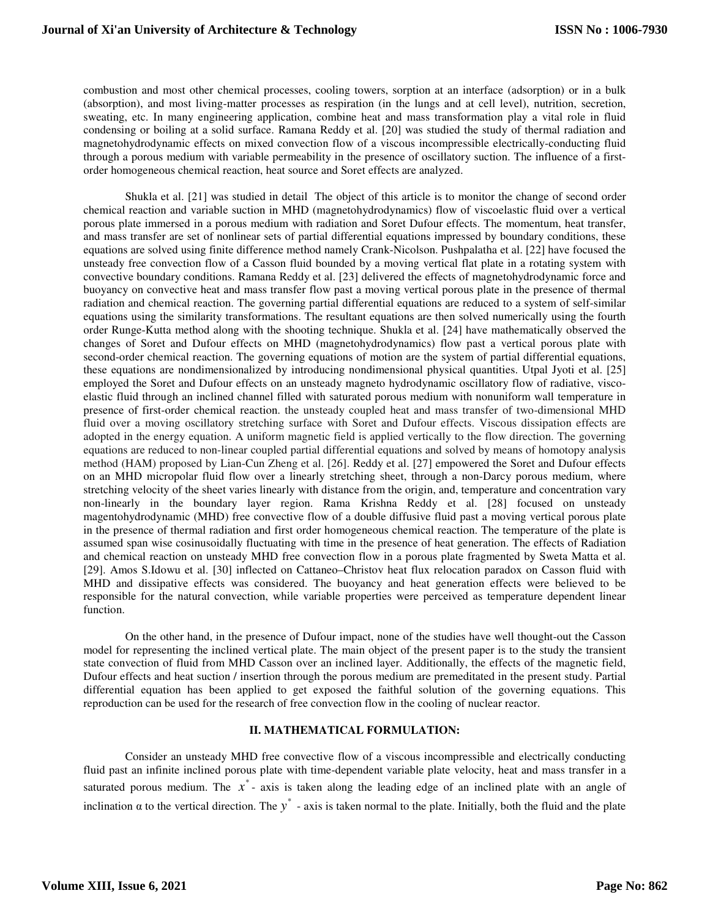combustion and most other chemical processes, cooling towers, sorption at an interface (adsorption) or in a bulk (absorption), and most living-matter processes as respiration (in the lungs and at cell level), nutrition, secretion, sweating, etc. In many engineering application, combine heat and mass transformation play a vital role in fluid condensing or boiling at a solid surface. Ramana Reddy et al. [20] was studied the study of thermal radiation and magnetohydrodynamic effects on mixed convection flow of a viscous incompressible electrically-conducting fluid through a porous medium with variable permeability in the presence of oscillatory suction. The influence of a first-order homogeneous chemical reaction, heat source and Soret effects are analyzed.

Shukla et al. [21] was studied in detail The object of this article is to monitor the change of second order chemical reaction and variable suction in MHD (magnetohydrodynamics) flow of viscoelastic fluid over a vertical porous plate immersed in a porous medium with radiation and Soret Dufour effects. The momentum, heat transfer, and mass transfer are set of nonlinear sets of partial differential equations impressed by boundary conditions, these equations are solved using finite difference method namely Crank-Nicolson. Pushpalatha et al. [22] have focused the unsteady free convection flow of a Casson fluid bounded by a moving vertical flat plate in a rotating system with convective boundary conditions. Ramana Reddy et al. [23] delivered the effects of magnetohydrodynamic force and buoyancy on convective heat and mass transfer flow past a moving vertical porous plate in the presence of thermal radiation and chemical reaction. The governing partial differential equations are reduced to a system of self-similar equations using the similarity transformations. The resultant equations are then solved numerically using the fourth order Runge-Kutta method along with the shooting technique. Shukla et al. [24] have mathematically observed the changes of Soret and Dufour effects on MHD (magnetohydrodynamics) flow past a vertical porous plate with second-order chemical reaction. The governing equations of motion are the system of partial differential equations, these equations are nondimensionalized by introducing nondimensional physical quantities. Utpal Jyoti et al. [25] employed the Soret and Dufour effects on an unsteady magneto hydrodynamic oscillatory flow of radiative, visco-elastic fluid through an inclined channel filled with saturated porous medium with nonuniform wall temperature in presence of first-order chemical reaction. the unsteady coupled heat and mass transfer of two-dimensional MHD fluid over a moving oscillatory stretching surface with Soret and Dufour effects. Viscous dissipation effects are adopted in the energy equation. A uniform magnetic field is applied vertically to the flow direction. The governing equations are reduced to non-linear coupled partial differential equations and solved by means of homotopy analysis method (HAM) proposed by Lian-Cun Zheng et al. [26]. Reddy et al. [27] empowered the Soret and Dufour effects on an MHD micropolar fluid flow over a linearly stretching sheet, through a non-Darcy porous medium, where stretching velocity of the sheet varies linearly with distance from the origin, and, temperature and concentration vary non-linearly in the boundary layer region. Rama Krishna Reddy et al. [28] focused on unsteady magentohydrodynamic (MHD) free convective flow of a double diffusive fluid past a moving vertical porous plate in the presence of thermal radiation and first order homogeneous chemical reaction. The temperature of the plate is assumed span wise cosinusoidally fluctuating with time in the presence of heat generation. The effects of Radiation and chemical reaction on unsteady MHD free convection flow in a porous plate fragmented by Sweta Matta et al. [29]. Amos S.Idowu et al. [30] inflected on Cattaneo–Christov heat flux relocation paradox on Casson fluid with MHD and dissipative effects was considered. The buoyancy and heat generation effects were believed to be responsible for the natural convection, while variable properties were perceived as temperature dependent linear function.

On the other hand, in the presence of Dufour impact, none of the studies have well thought-out the Casson model for representing the inclined vertical plate. The main object of the present paper is to the study the transient state convection of fluid from MHD Casson over an inclined layer. Additionally, the effects of the magnetic field, Dufour effects and heat suction / insertion through the porous medium are premeditated in the present study. Partial differential equation has been applied to get exposed the faithful solution of the governing equations. This reproduction can be used for the research of free convection flow in the cooling of nuclear reactor.

## II. MATHEMATICAL FORMULATION:

Consider an unsteady MHD free convective flow of a viscous incompressible and electrically conducting fluid past an infinite inclined porous plate with time-dependent variable plate velocity, heat and mass transfer in a saturated porous medium. The $x^*$ - axis is taken along the leading edge of an inclined plate with an angle of inclination α to the vertical direction. The $y^*$ - axis is taken normal to the plate. Initially, both the fluid and the plate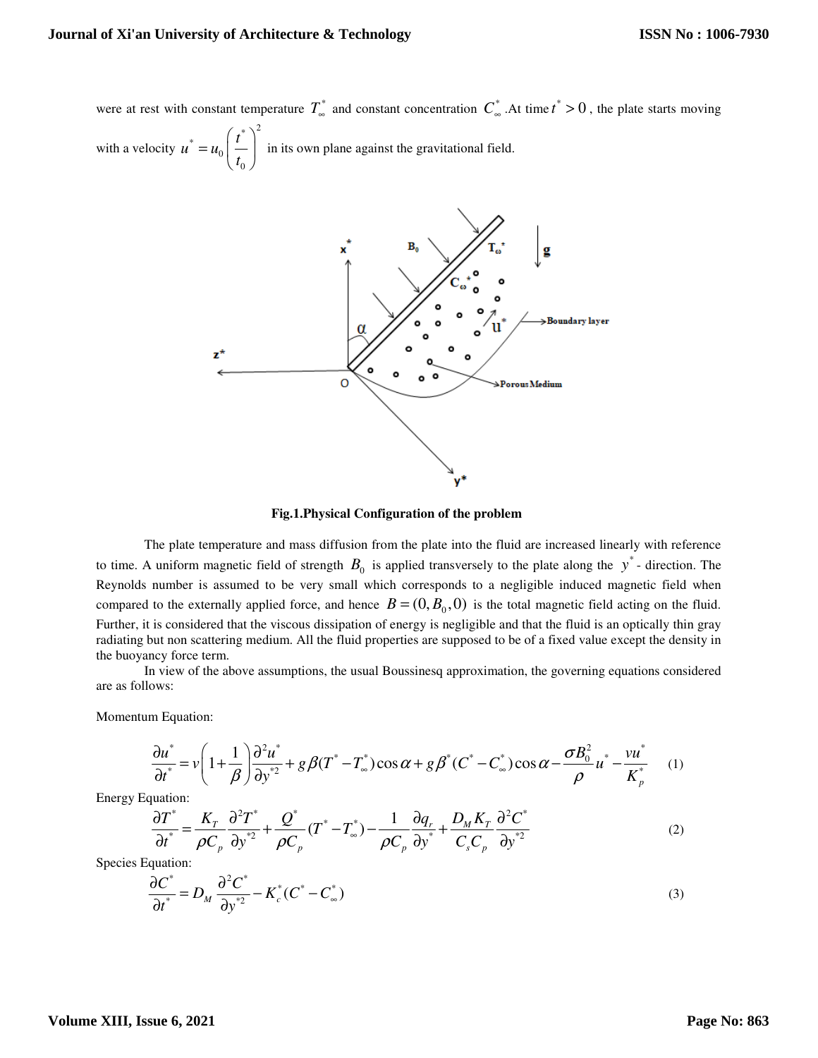were at rest with constant temperature $T_{\infty}^{*}$ and constant concentration $C_{\infty}^{*}$. At time $t^{*} > 0$, the plate starts moving with a velocity $u^{*} = u_0 \left( \frac{t^{*}}{t_0} \right)^2$ in its own plane against the gravitational field.

**Fig.1.Physical Configuration of the problem**

The plate temperature and mass diffusion from the plate into the fluid are increased linearly with reference to time. A uniform magnetic field of strength $B_0$ is applied transversely to the plate along the $y^{*}$ - direction. The Reynolds number is assumed to be very small which corresponds to a negligible induced magnetic field when compared to the externally applied force, and hence $B = (0, B_0, 0)$ is the total magnetic field acting on the fluid. Further, it is considered that the viscous dissipation of energy is negligible and that the fluid is an optically thin gray radiating but non scattering medium. All the fluid properties are supposed to be of a fixed value except the density in the buoyancy force term.

In view of the above assumptions, the usual Boussinesq approximation, the governing equations considered are as follows:

Momentum Equation:

$$\frac{\partial u^{*}}{\partial t^{*}} = v\left(1 + \frac{1}{\beta}\right)\frac{\partial^2 u^{*}}{\partial y^{*2}} + g\beta(T^{*} - T_{\infty}^{*})\cos\alpha + g\beta^{*}(C^{*} - C_{\infty}^{*})\cos\alpha - \frac{\sigma B_0^2}{\rho}u^{*} - \frac{vu^{*}}{K_p^{*}} \quad (1)$$

Energy Equation:

$$\frac{\partial T^{*}}{\partial t^{*}} = \frac{K_T}{\rho C_p}\frac{\partial^2 T^{*}}{\partial y^{*2}} + \frac{Q^{*}}{\rho C_p}(T^{*} - T_{\infty}^{*}) - \frac{1}{\rho C_p}\frac{\partial q_r}{\partial y^{*}} + \frac{D_M K_T}{C_s C_p}\frac{\partial^2 C^{*}}{\partial y^{*2}} \quad (2)$$

Species Equation:

$$\frac{\partial C^{*}}{\partial t^{*}} = D_M \frac{\partial^2 C^{*}}{\partial y^{*2}} - K_c^{*}(C^{*} - C_{\infty}^{*}) \quad (3)$$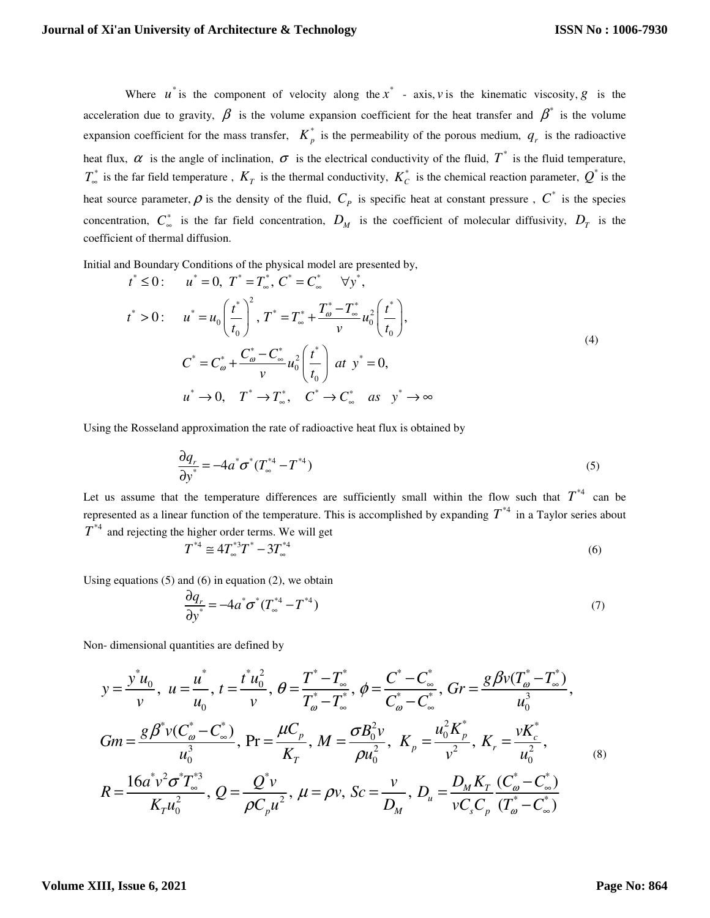Where $u^*$ is the component of velocity along the $x^*$ - axis, $v$ is the kinematic viscosity, $g$ is the acceleration due to gravity, $\beta$ is the volume expansion coefficient for the heat transfer and $\beta^*$ is the volume expansion coefficient for the mass transfer, $K_p^*$ is the permeability of the porous medium, $q_r$ is the radioactive heat flux, $\alpha$ is the angle of inclination, $\sigma$ is the electrical conductivity of the fluid, $T^*$ is the fluid temperature, $T_\infty^*$ is the far field temperature , $K_T$ is the thermal conductivity, $K_C^*$ is the chemical reaction parameter, $Q^*$ is the heat source parameter, $\rho$ is the density of the fluid, $C_P$ is specific heat at constant pressure , $C^*$ is the species concentration, $C_\infty^*$ is the far field concentration, $D_M$ is the coefficient of molecular diffusivity, $D_T$ is the coefficient of thermal diffusion.

Initial and Boundary Conditions of the physical model are presented by,

$$
\begin{aligned}
t^* \le 0: \quad & u^* = 0,\ T^* = T_\infty^*,\ C^* = C_\infty^* \quad \forall y^*, \\
t^* > 0: \quad & u^* = u_0\left(\frac{t^*}{t_0}\right)^2,\ T^* = T_\infty^* + \frac{T_\omega^* - T_\infty^*}{v} u_0^2 \left(\frac{t^*}{t_0}\right), \\
& C^* = C_\omega^* + \frac{C_\omega^* - C_\infty^*}{v} u_0^2 \left(\frac{t^*}{t_0}\right) \ at\ y^* = 0, \\
& u^* \to 0, \quad T^* \to T_\infty^*, \quad C^* \to C_\infty^* \quad as \quad y^* \to \infty
\end{aligned}
\tag{4}
$$

Using the Rosseland approximation the rate of radioactive heat flux is obtained by

$$
\frac{\partial q_r}{\partial y^*} = -4a^*\sigma^*(T_\infty^{*4} - T^{*4}) \tag{5}
$$

Let us assume that the temperature differences are sufficiently small within the flow such that $T^{*4}$ can be represented as a linear function of the temperature. This is accomplished by expanding $T^{*4}$ in a Taylor series about $T^{*4}$ and rejecting the higher order terms. We will get

$$
T^{*4} \cong 4T_\infty^{*3}T^* - 3T_\infty^{*4} \tag{6}
$$

Using equations (5) and (6) in equation (2), we obtain

$$
\frac{\partial q_r}{\partial y^*} = -4a^*\sigma^*(T_\infty^{*4} - T^{*4}) \tag{7}
$$

Non- dimensional quantities are defined by

$$
\begin{aligned}
& y = \frac{y^* u_0}{v},\ u = \frac{u^*}{u_0},\ t = \frac{t^* u_0^2}{v},\ \theta = \frac{T^* - T_\infty^*}{T_\omega^* - T_\infty^*},\ \phi = \frac{C^* - C_\infty^*}{C_\omega^* - C_\infty^*},\ Gr = \frac{g\beta v(T_\omega^* - T_\infty^*)}{u_0^3}, \\
& Gm = \frac{g\beta^* v(C_\omega^* - C_\infty^*)}{u_0^3},\ \Pr = \frac{\mu C_p}{K_T},\ M = \frac{\sigma B_0^2 v}{\rho u_0^2},\ K_p = \frac{u_0^2 K_p^*}{v^2},\ K_r = \frac{v K_c^*}{u_0^2}, \\
& R = \frac{16a^* v^2 \sigma^* T_\infty^{*3}}{K_T u_0^2},\ Q = \frac{Q^* v}{\rho C_p u^2},\ \mu = \rho v,\ Sc = \frac{v}{D_M},\ D_u = \frac{D_M K_T}{v C_s C_p}\frac{(C_\omega^* - C_\infty^*)}{(T_\omega^* - C_\infty^*)}
\end{aligned}
\tag{8}
$$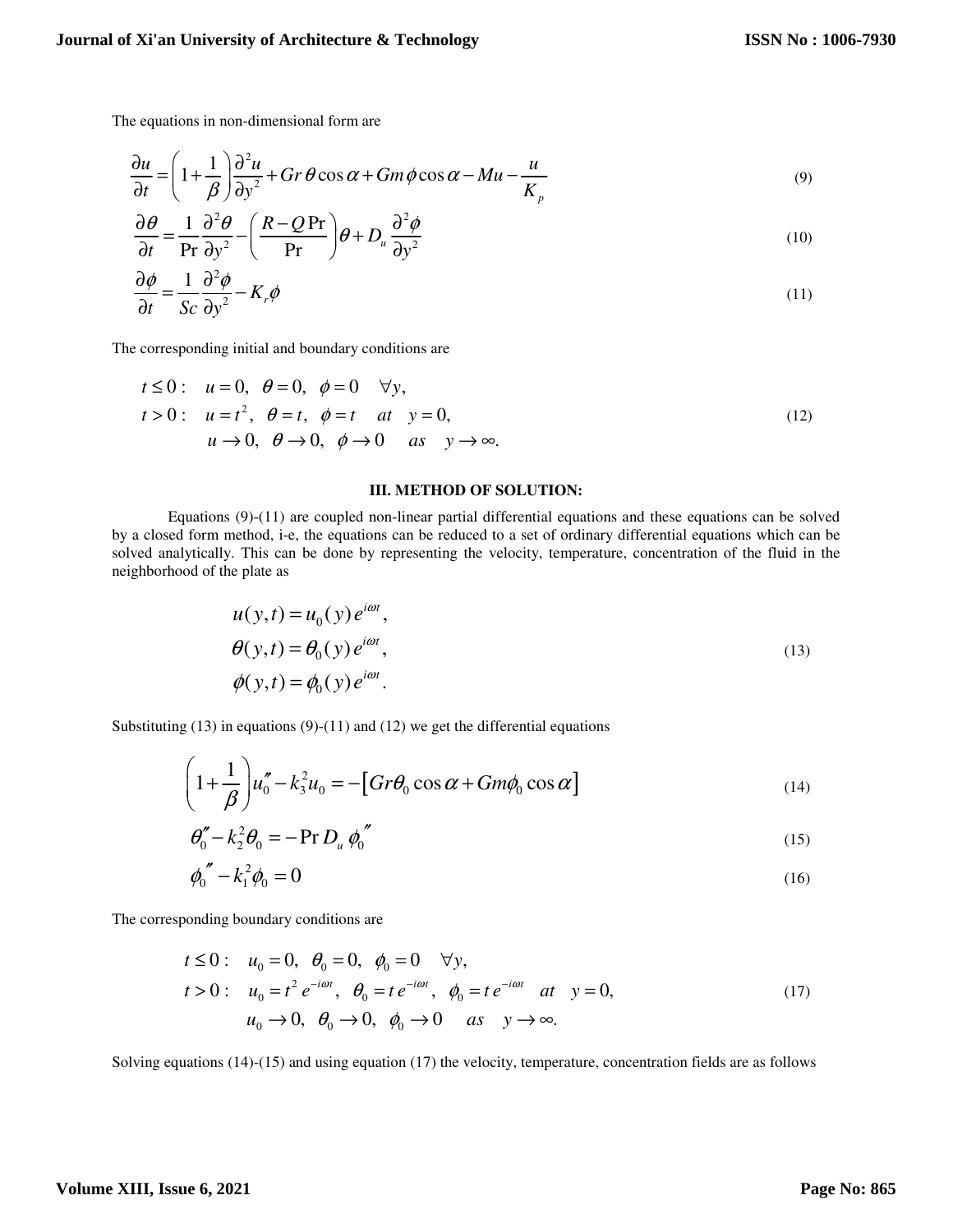The equations in non-dimensional form are

$$\frac{\partial u}{\partial t}=\left(1+\frac{1}{\beta}\right)\frac{\partial^2 u}{\partial y^2}+Gr\,\theta\cos\alpha+Gm\,\phi\cos\alpha-Mu-\frac{u}{K_p} \tag{9}$$

$$\frac{\partial \theta}{\partial t}=\frac{1}{\Pr}\frac{\partial^2 \theta}{\partial y^2}-\left(\frac{R-Q\Pr}{\Pr}\right)\theta+D_u\frac{\partial^2 \phi}{\partial y^2} \tag{10}$$

$$\frac{\partial \phi}{\partial t}=\frac{1}{Sc}\frac{\partial^2 \phi}{\partial y^2}-K_r\phi \tag{11}$$

The corresponding initial and boundary conditions are

$$\begin{aligned}
&t\le 0: \quad u=0,\ \ \theta=0,\ \ \phi=0 \quad \forall y,\\
&t>0: \quad u=t^2,\ \ \theta=t,\ \ \phi=t \quad at \quad y=0,\\
&\qquad\quad u\to 0,\ \ \theta\to 0,\ \ \phi\to 0 \quad as \quad y\to\infty.
\end{aligned} \tag{12}$$

## III. METHOD OF SOLUTION:

Equations (9)-(11) are coupled non-linear partial differential equations and these equations can be solved by a closed form method, i-e, the equations can be reduced to a set of ordinary differential equations which can be solved analytically. This can be done by representing the velocity, temperature, concentration of the fluid in the neighborhood of the plate as

$$\begin{aligned}
u(y,t)&=u_0(y)\,e^{i\omega t},\\
\theta(y,t)&=\theta_0(y)\,e^{i\omega t},\\
\phi(y,t)&=\phi_0(y)\,e^{i\omega t}.
\end{aligned} \tag{13}$$

Substituting (13) in equations (9)-(11) and (12) we get the differential equations

$$\left(1+\frac{1}{\beta}\right)u_0''-k_3^2u_0=-\left[Gr\theta_0\cos\alpha+Gm\phi_0\cos\alpha\right] \tag{14}$$

$$\theta_0''-k_2^2\theta_0=-\Pr D_u\,\phi_0'' \tag{15}$$

$$\phi_0''-k_1^2\phi_0=0 \tag{16}$$

The corresponding boundary conditions are

$$\begin{aligned}
&t\le 0: \quad u_0=0,\ \ \theta_0=0,\ \ \phi_0=0 \quad \forall y,\\
&t>0: \quad u_0=t^2\,e^{-i\omega t},\ \ \theta_0=t\,e^{-i\omega t},\ \ \phi_0=t\,e^{-i\omega t} \quad at \quad y=0,\\
&\qquad\quad u_0\to 0,\ \ \theta_0\to 0,\ \ \phi_0\to 0 \quad as \quad y\to\infty.
\end{aligned} \tag{17}$$

Solving equations (14)-(15) and using equation (17) the velocity, temperature, concentration fields are as follows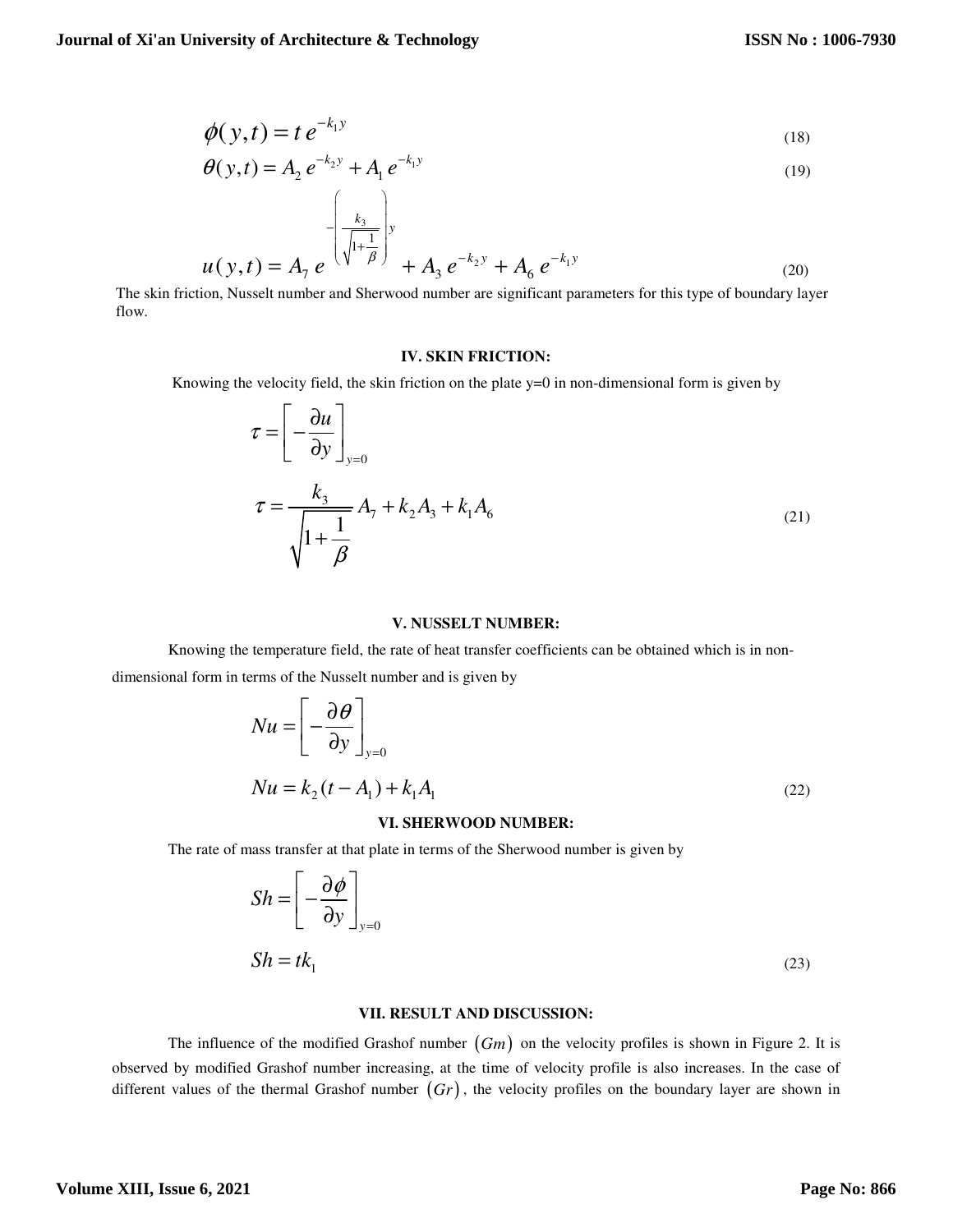$$\phi(y,t) = t\, e^{-k_1 y} \tag{18}$$

$$\theta(y,t) = A_2\, e^{-k_2 y} + A_1\, e^{-k_1 y} \tag{19}$$

$$u(y,t) = A_7\, e^{-\left(\frac{k_3}{\sqrt{1+\frac{1}{\beta}}}\right) y} + A_3\, e^{-k_2 y} + A_6\, e^{-k_1 y} \tag{20}$$

The skin friction, Nusselt number and Sherwood number are significant parameters for this type of boundary layer flow.

## IV. SKIN FRICTION:

Knowing the velocity field, the skin friction on the plate y=0 in non-dimensional form is given by

$$\tau = \left[ -\frac{\partial u}{\partial y} \right]_{y=0}$$

$$\tau = \frac{k_3}{\sqrt{1+\frac{1}{\beta}}} A_7 + k_2 A_3 + k_1 A_6 \tag{21}$$

## V. NUSSELT NUMBER:

Knowing the temperature field, the rate of heat transfer coefficients can be obtained which is in non-dimensional form in terms of the Nusselt number and is given by

$$Nu = \left[ -\frac{\partial \theta}{\partial y} \right]_{y=0}$$

$$Nu = k_2 (t - A_1) + k_1 A_1 \tag{22}$$

## VI. SHERWOOD NUMBER:

The rate of mass transfer at that plate in terms of the Sherwood number is given by

$$Sh = \left[ -\frac{\partial \phi}{\partial y} \right]_{y=0}$$

$$Sh = t k_1 \tag{23}$$

## VII. RESULT AND DISCUSSION:

The influence of the modified Grashof number $(Gm)$ on the velocity profiles is shown in Figure 2. It is observed by modified Grashof number increasing, at the time of velocity profile is also increases. In the case of different values of the thermal Grashof number $(Gr)$, the velocity profiles on the boundary layer are shown in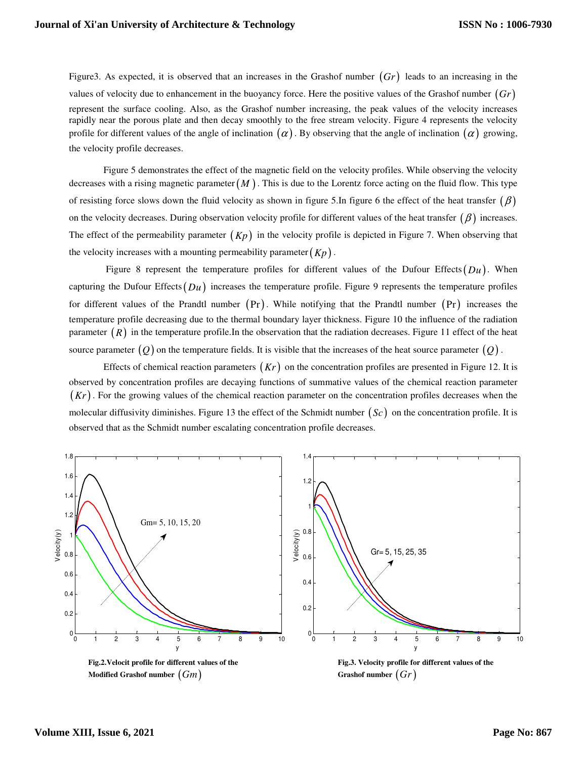Figure3. As expected, it is observed that an increases in the Grashof number $(Gr)$ leads to an increasing in the values of velocity due to enhancement in the buoyancy force. Here the positive values of the Grashof number $(Gr)$ represent the surface cooling. Also, as the Grashof number increasing, the peak values of the velocity increases rapidly near the porous plate and then decay smoothly to the free stream velocity. Figure 4 represents the velocity profile for different values of the angle of inclination $(\alpha)$. By observing that the angle of inclination $(\alpha)$ growing, the velocity profile decreases.

Figure 5 demonstrates the effect of the magnetic field on the velocity profiles. While observing the velocity decreases with a rising magnetic parameter $(M)$. This is due to the Lorentz force acting on the fluid flow. This type of resisting force slows down the fluid velocity as shown in figure 5.In figure 6 the effect of the heat transfer $(\beta)$ on the velocity decreases. During observation velocity profile for different values of the heat transfer $(\beta)$ increases. The effect of the permeability parameter $(Kp)$ in the velocity profile is depicted in Figure 7. When observing that the velocity increases with a mounting permeability parameter $(Kp)$.

Figure 8 represent the temperature profiles for different values of the Dufour Effects $(Du)$. When capturing the Dufour Effects $(Du)$ increases the temperature profile. Figure 9 represents the temperature profiles for different values of the Prandtl number $(\Pr)$. While notifying that the Prandtl number $(\Pr)$ increases the temperature profile decreasing due to the thermal boundary layer thickness. Figure 10 the influence of the radiation parameter $(R)$ in the temperature profile.In the observation that the radiation decreases. Figure 11 effect of the heat source parameter $(Q)$ on the temperature fields. It is visible that the increases of the heat source parameter $(Q)$.

Effects of chemical reaction parameters $(Kr)$ on the concentration profiles are presented in Figure 12. It is observed by concentration profiles are decaying functions of summative values of the chemical reaction parameter $(Kr)$. For the growing values of the chemical reaction parameter on the concentration profiles decreases when the molecular diffusivity diminishes. Figure 13 the effect of the Schmidt number $(Sc)$ on the concentration profile. It is observed that as the Schmidt number escalating concentration profile decreases.

**Fig.2.Velocit profile for different values of the Modified Grashof number $(Gm)$**

**Fig.3. Velocity profile for different values of the Grashof number $(Gr)$**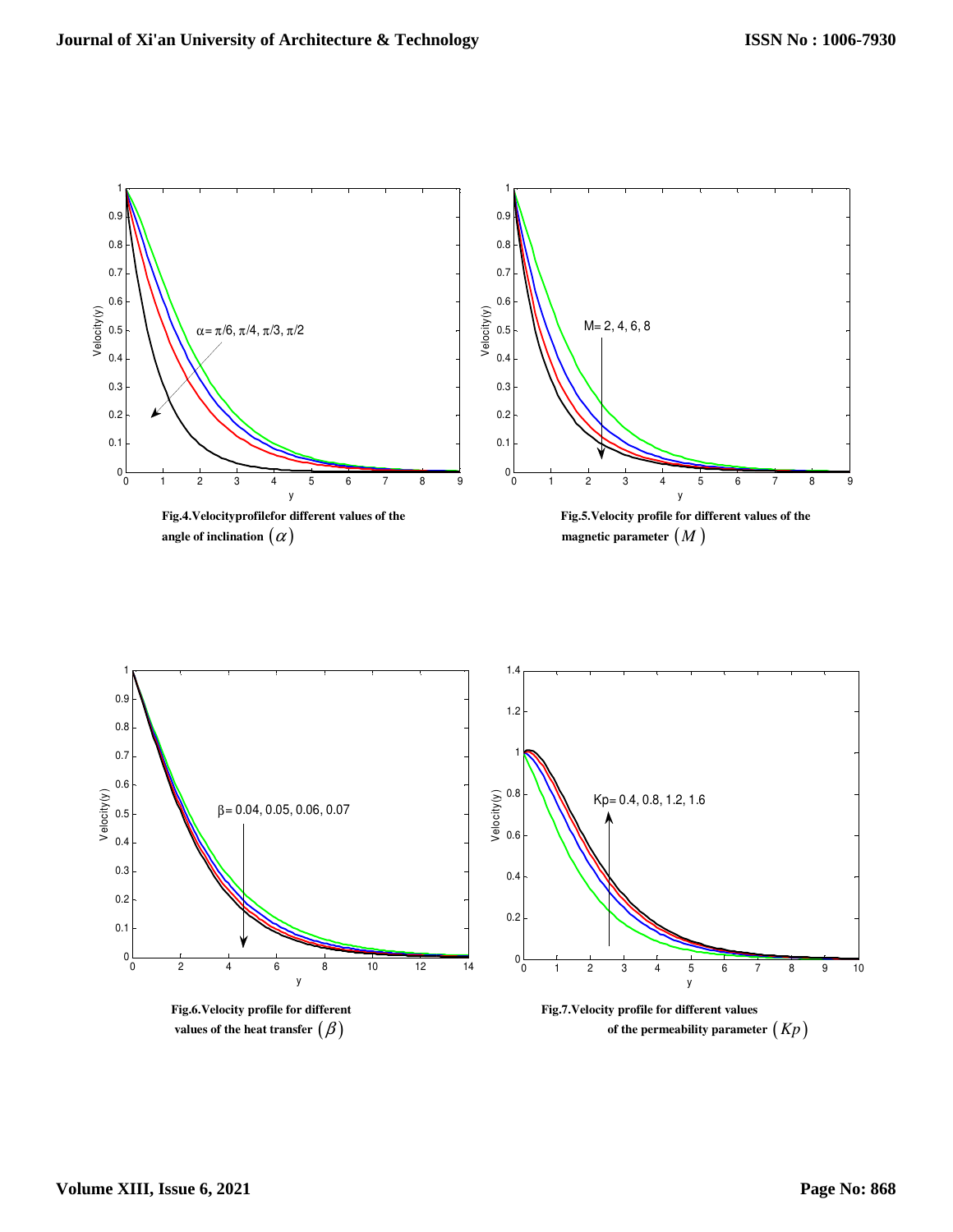**Fig.4.Velocityprofilefor different values of the angle of inclination $(\alpha)$**

**Fig.5.Velocity profile for different values of the magnetic parameter $(M)$**

**Fig.6.Velocity profile for different values of the heat transfer $(\beta)$**

**Fig.7.Velocity profile for different values of the permeability parameter $(Kp)$**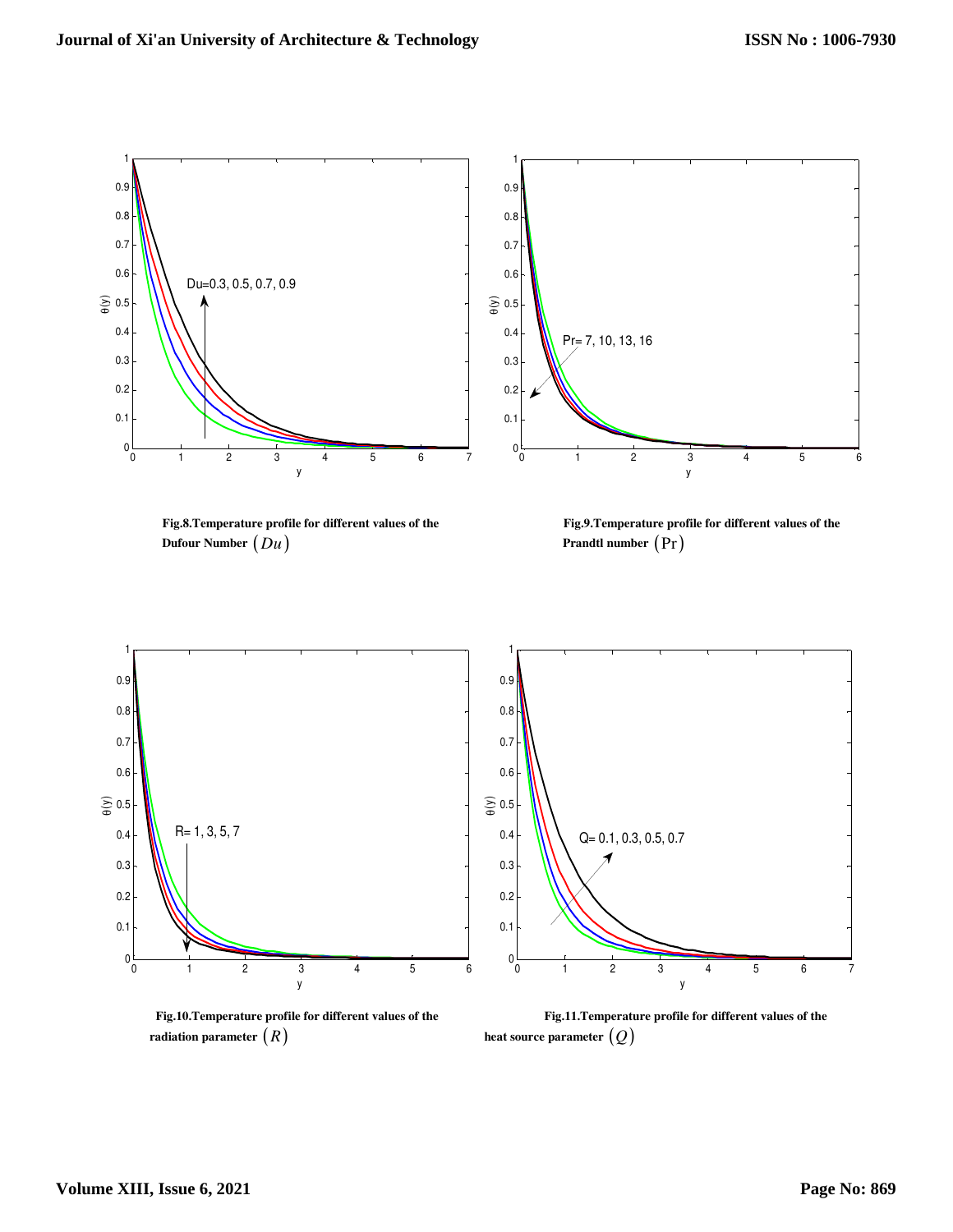**Fig.8.Temperature profile for different values of the Dufour Number $(Du)$**

**Fig.9.Temperature profile for different values of the Prandtl number $(\Pr)$**

**Fig.10.Temperature profile for different values of the radiation parameter $(R)$**

**Fig.11.Temperature profile for different values of the heat source parameter $(Q)$**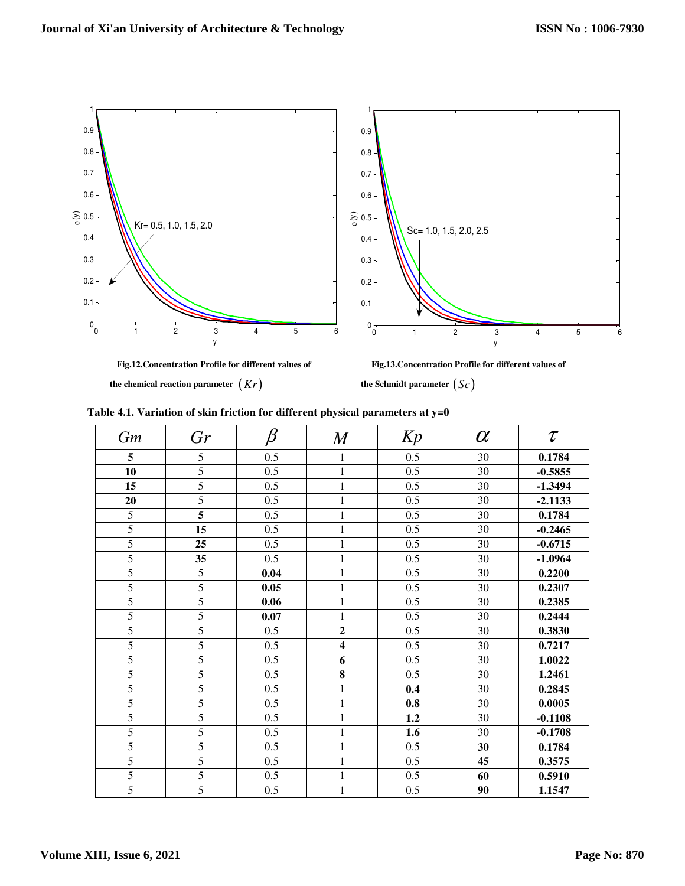**Fig.12.Concentration Profile for different values of the chemical reaction parameter $(Kr)$**

**Fig.13.Concentration Profile for different values of the Schmidt parameter $(Sc)$**

**Table 4.1. Variation of skin friction for different physical parameters at y=0**

| $Gm$ | $Gr$ | $\beta$ | $M$ | $Kp$ | $\alpha$ | $\tau$ |
|---|---|---|---|---|---|---|
| **5** | 5 | 0.5 | 1 | 0.5 | 30 | **0.1784** |
| **10** | 5 | 0.5 | 1 | 0.5 | 30 | **-0.5855** |
| **15** | 5 | 0.5 | 1 | 0.5 | 30 | **-1.3494** |
| **20** | 5 | 0.5 | 1 | 0.5 | 30 | **-2.1133** |
| 5 | **5** | 0.5 | 1 | 0.5 | 30 | **0.1784** |
| 5 | **15** | 0.5 | 1 | 0.5 | 30 | **-0.2465** |
| 5 | **25** | 0.5 | 1 | 0.5 | 30 | **-0.6715** |
| 5 | **35** | 0.5 | 1 | 0.5 | 30 | **-1.0964** |
| 5 | 5 | **0.04** | 1 | 0.5 | 30 | **0.2200** |
| 5 | 5 | **0.05** | 1 | 0.5 | 30 | **0.2307** |
| 5 | 5 | **0.06** | 1 | 0.5 | 30 | **0.2385** |
| 5 | 5 | **0.07** | 1 | 0.5 | 30 | **0.2444** |
| 5 | 5 | 0.5 | **2** | 0.5 | 30 | **0.3830** |
| 5 | 5 | 0.5 | **4** | 0.5 | 30 | **0.7217** |
| 5 | 5 | 0.5 | **6** | 0.5 | 30 | **1.0022** |
| 5 | 5 | 0.5 | **8** | 0.5 | 30 | **1.2461** |
| 5 | 5 | 0.5 | 1 | **0.4** | 30 | **0.2845** |
| 5 | 5 | 0.5 | 1 | **0.8** | 30 | **0.0005** |
| 5 | 5 | 0.5 | 1 | **1.2** | 30 | **-0.1108** |
| 5 | 5 | 0.5 | 1 | **1.6** | 30 | **-0.1708** |
| 5 | 5 | 0.5 | 1 | 0.5 | **30** | **0.1784** |
| 5 | 5 | 0.5 | 1 | 0.5 | **45** | **0.3575** |
| 5 | 5 | 0.5 | 1 | 0.5 | **60** | **0.5910** |
| 5 | 5 | 0.5 | 1 | 0.5 | **90** | **1.1547** |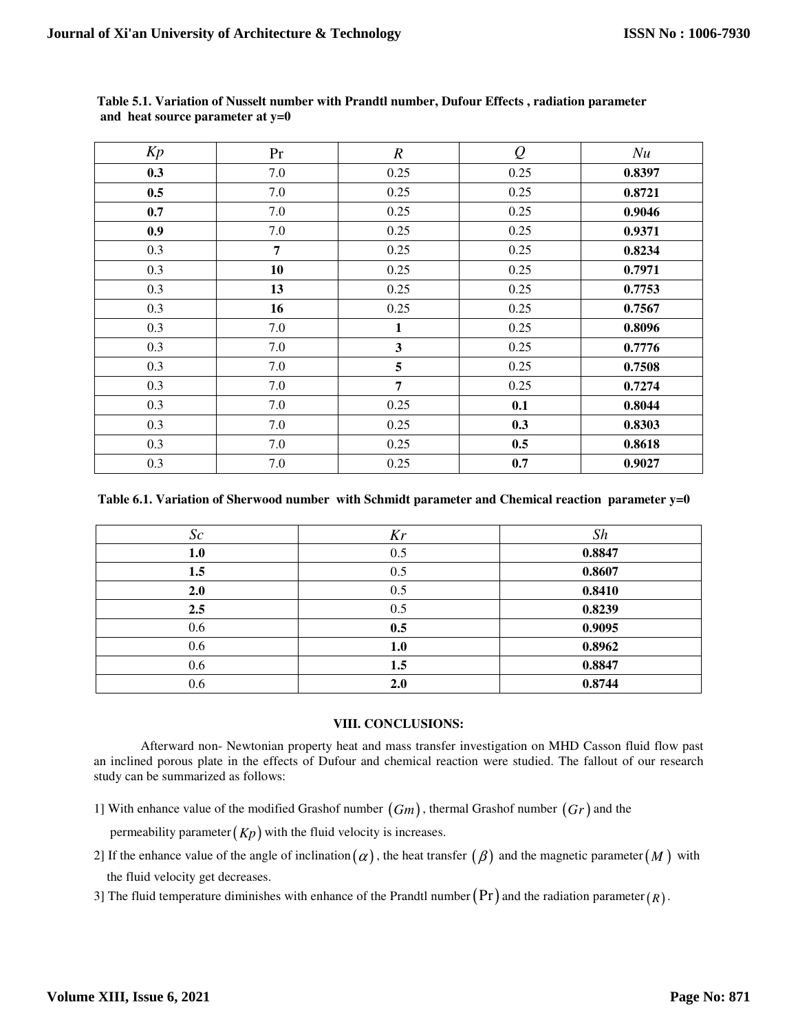**Table 5.1. Variation of Nusselt number with Prandtl number, Dufour Effects , radiation parameter and heat source parameter at y=0**

| $Kp$ | Pr | $R$ | $Q$ | $Nu$ |
|---|---|---|---|---|
| **0.3** | 7.0 | 0.25 | 0.25 | **0.8397** |
| **0.5** | 7.0 | 0.25 | 0.25 | **0.8721** |
| **0.7** | 7.0 | 0.25 | 0.25 | **0.9046** |
| **0.9** | 7.0 | 0.25 | 0.25 | **0.9371** |
| 0.3 | **7** | 0.25 | 0.25 | **0.8234** |
| 0.3 | **10** | 0.25 | 0.25 | **0.7971** |
| 0.3 | **13** | 0.25 | 0.25 | **0.7753** |
| 0.3 | **16** | 0.25 | 0.25 | **0.7567** |
| 0.3 | 7.0 | **1** | 0.25 | **0.8096** |
| 0.3 | 7.0 | **3** | 0.25 | **0.7776** |
| 0.3 | 7.0 | **5** | 0.25 | **0.7508** |
| 0.3 | 7.0 | **7** | 0.25 | **0.7274** |
| 0.3 | 7.0 | 0.25 | **0.1** | **0.8044** |
| 0.3 | 7.0 | 0.25 | **0.3** | **0.8303** |
| 0.3 | 7.0 | 0.25 | **0.5** | **0.8618** |
| 0.3 | 7.0 | 0.25 | **0.7** | **0.9027** |

**Table 6.1. Variation of Sherwood number with Schmidt parameter and Chemical reaction parameter y=0**

| $Sc$ | $Kr$ | $Sh$ |
|---|---|---|
| **1.0** | 0.5 | **0.8847** |
| **1.5** | 0.5 | **0.8607** |
| **2.0** | 0.5 | **0.8410** |
| **2.5** | 0.5 | **0.8239** |
| 0.6 | **0.5** | **0.9095** |
| 0.6 | **1.0** | **0.8962** |
| 0.6 | **1.5** | **0.8847** |
| 0.6 | **2.0** | **0.8744** |

## VIII. CONCLUSIONS:

Afterward non- Newtonian property heat and mass transfer investigation on MHD Casson fluid flow past an inclined porous plate in the effects of Dufour and chemical reaction were studied. The fallout of our research study can be summarized as follows:

1] With enhance value of the modified Grashof number $(Gm)$, thermal Grashof number $(Gr)$ and the permeability parameter $(Kp)$ with the fluid velocity is increases.

2] If the enhance value of the angle of inclination $(\alpha)$, the heat transfer $(\beta)$ and the magnetic parameter $(M)$ with the fluid velocity get decreases.

3] The fluid temperature diminishes with enhance of the Prandtl number $(\Pr)$ and the radiation parameter $(R)$.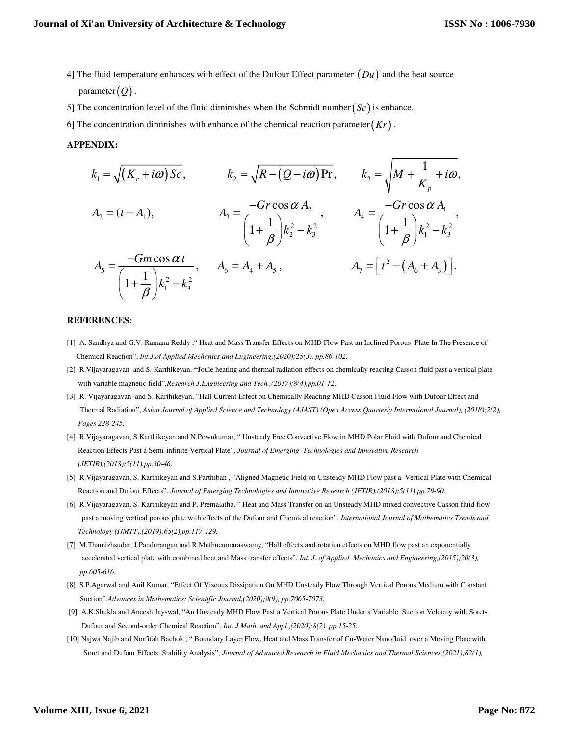4] The fluid temperature enhances with effect of the Dufour Effect parameter $(Du)$ and the heat source parameter $(Q)$.

5] The concentration level of the fluid diminishes when the Schmidt number $(Sc)$ is enhance.

6] The concentration diminishes with enhance of the chemical reaction parameter $(Kr)$.

**APPENDIX:**

$$k_1 = \sqrt{(K_r + i\omega)Sc}, \qquad k_2 = \sqrt{R - (Q - i\omega)\Pr}, \qquad k_3 = \sqrt{M + \frac{1}{K_p} + i\omega},$$

$$A_2 = (t - A_1), \qquad A_3 = \frac{-Gr\cos\alpha\, A_2}{\left(1 + \frac{1}{\beta}\right)k_2^2 - k_3^2}, \qquad A_4 = \frac{-Gr\cos\alpha\, A_1}{\left(1 + \frac{1}{\beta}\right)k_1^2 - k_3^2},$$

$$A_5 = \frac{-Gm\cos\alpha\, t}{\left(1 + \frac{1}{\beta}\right)k_1^2 - k_3^2}, \qquad A_6 = A_4 + A_5, \qquad A_7 = \left[t^2 - (A_6 + A_3)\right].$$

**REFERENCES:**

[1] A. Sandhya and G.V. Ramana Reddy ," Heat and Mass Transfer Effects on MHD Flow Past an Inclined Porous Plate In The Presence of Chemical Reaction", *Int.J.of Applied Mechanics and Engineering,(2020);25(3), pp.86-102.*

[2] R.Vijayaragavan and S. Karthikeyan, "Joule heating and thermal radiation effects on chemically reacting Casson fluid past a vertical plate with variable magnetic field",*Research J.Engineering and Tech.,(2017);8(4),pp.01-12.*

[3] R. Vijayaragavan and S. Karthikeyan, "Hall Current Effect on Chemically Reacting MHD Casson Fluid Flow with Dufour Effect and Thermal Radiation", *Asian Journal of Applied Science and Technology (AJAST) (Open Access Quarterly International Journal), (2018);2(2), Pages 228-245.*

[4] R.Vijayaragavan, S.Karthikeyan and N.Pownkumar, " Unsteady Free Convective Flow in MHD Polar Fluid with Dufour and Chemical Reaction Effects Past a Semi-infinite Vertical Plate", *Journal of Emerging Technologies and Innovative Research (JETIR),(2018);5(11),pp.30-46.*

[5] R.Vijayaragavan, S. Karthikeyan and S.Parthiban , "Aligned Magnetic Field on Unsteady MHD Flow past a Vertical Plate with Chemical Reaction and Dufour Effects", *Journal of Emerging Technologies and Innovative Research (JETIR),(2018);5(11),pp.79-90.*

[6] R.Vijayaragavan, S. Karthikeyan and P. Premalatha, " Heat and Mass Transfer on an Unsteady MHD mixed convective Casson fluid flow past a moving vertical porous plate with effects of the Dufour and Chemical reaction", *International Journal of Mathematics Trends and Technology (IJMTT),(2019);65(2),pp.117-129.*

[7] M.Thamizhsudar, J.Pandurangan and R.Muthucumaraswamy, "Hall effects and rotation effects on MHD flow past an exponentially accelerated vertical plate with combined heat and Mass transfer effects", *Int. J. of Applied Mechanics and Engineering,(2015);20(3), pp.605-616.*

[8] S.P.Agarwal and Anil Kumar, "Effect Of Viscous Dissipation On MHD Unsteady Flow Through Vertical Porous Medium with Constant Suction",*Advances in Mathematics: Scientific Journal,(2020);9(9), pp.7065-7073.*

[9] A.K.Shukla and Aneesh Jayswal, "An Unsteady MHD Flow Past a Vertical Porous Plate Under a Variable Suction Velocity with Soret-Dufour and Second-order Chemical Reaction", *Int. J.Math. and Appl.,(2020);8(2), pp.15-25.*

[10] Najwa Najib and Norfifah Bachok , " Boundary Layer Flow, Heat and Mass Transfer of Cu-Water Nanofluid over a Moving Plate with Soret and Dufour Effects: Stability Analysis", *Journal of Advanced Research in Fluid Mechanics and Thermal Sciences,(2021);82(1),*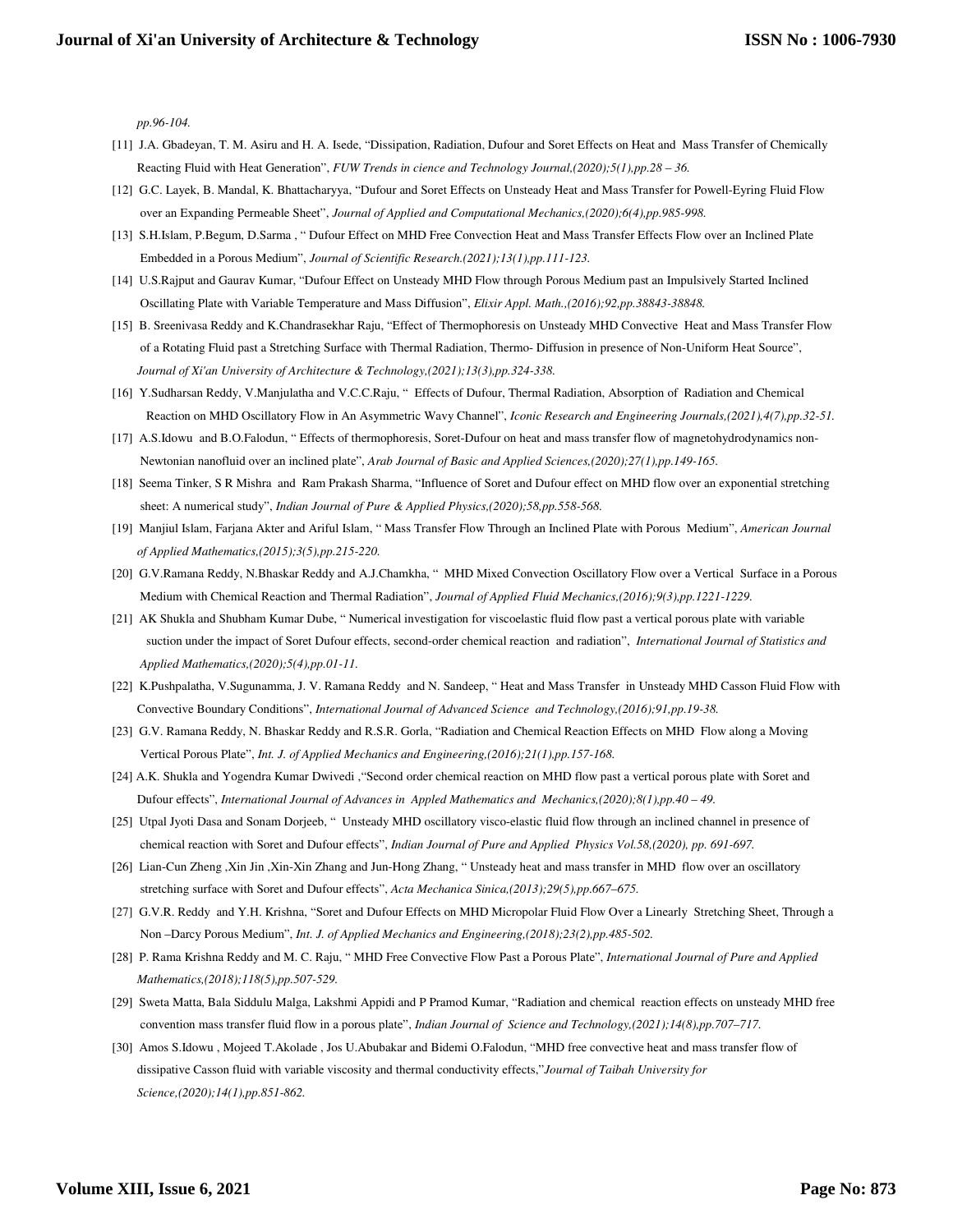*pp.96-104.*

[11] J.A. Gbadeyan, T. M. Asiru and H. A. Isede, "Dissipation, Radiation, Dufour and Soret Effects on Heat and Mass Transfer of Chemically Reacting Fluid with Heat Generation", *FUW Trends in cience and Technology Journal,(2020);5(1),pp.28 – 36.*

[12] G.C. Layek, B. Mandal, K. Bhattacharyya, "Dufour and Soret Effects on Unsteady Heat and Mass Transfer for Powell-Eyring Fluid Flow over an Expanding Permeable Sheet", *Journal of Applied and Computational Mechanics,(2020);6(4),pp.985-998.*

[13] S.H.Islam, P.Begum, D.Sarma , " Dufour Effect on MHD Free Convection Heat and Mass Transfer Effects Flow over an Inclined Plate Embedded in a Porous Medium", *Journal of Scientific Research.(2021);13(1),pp.111-123.*

[14] U.S.Rajput and Gaurav Kumar, "Dufour Effect on Unsteady MHD Flow through Porous Medium past an Impulsively Started Inclined Oscillating Plate with Variable Temperature and Mass Diffusion", *Elixir Appl. Math.,(2016);92,pp.38843-38848.*

[15] B. Sreenivasa Reddy and K.Chandrasekhar Raju, "Effect of Thermophoresis on Unsteady MHD Convective Heat and Mass Transfer Flow of a Rotating Fluid past a Stretching Surface with Thermal Radiation, Thermo- Diffusion in presence of Non-Uniform Heat Source", *Journal of Xi'an University of Architecture & Technology,(2021);13(3),pp.324-338.*

[16] Y.Sudharsan Reddy, V.Manjulatha and V.C.C.Raju, " Effects of Dufour, Thermal Radiation, Absorption of Radiation and Chemical Reaction on MHD Oscillatory Flow in An Asymmetric Wavy Channel", *Iconic Research and Engineering Journals,(2021),4(7),pp.32-51.*

[17] A.S.Idowu and B.O.Falodun, " Effects of thermophoresis, Soret-Dufour on heat and mass transfer flow of magnetohydrodynamics non-Newtonian nanofluid over an inclined plate", *Arab Journal of Basic and Applied Sciences,(2020);27(1),pp.149-165.*

[18] Seema Tinker, S R Mishra and Ram Prakash Sharma, "Influence of Soret and Dufour effect on MHD flow over an exponential stretching sheet: A numerical study", *Indian Journal of Pure & Applied Physics,(2020);58,pp.558-568.*

[19] Manjiul Islam, Farjana Akter and Ariful Islam, " Mass Transfer Flow Through an Inclined Plate with Porous Medium", *American Journal of Applied Mathematics,(2015);3(5),pp.215-220.*

[20] G.V.Ramana Reddy, N.Bhaskar Reddy and A.J.Chamkha, " MHD Mixed Convection Oscillatory Flow over a Vertical Surface in a Porous Medium with Chemical Reaction and Thermal Radiation", *Journal of Applied Fluid Mechanics,(2016);9(3),pp.1221-1229.*

[21] AK Shukla and Shubham Kumar Dube, " Numerical investigation for viscoelastic fluid flow past a vertical porous plate with variable suction under the impact of Soret Dufour effects, second-order chemical reaction and radiation", *International Journal of Statistics and Applied Mathematics,(2020);5(4),pp.01-11.*

[22] K.Pushpalatha, V.Sugunamma, J. V. Ramana Reddy and N. Sandeep, " Heat and Mass Transfer in Unsteady MHD Casson Fluid Flow with Convective Boundary Conditions", *International Journal of Advanced Science and Technology,(2016);91,pp.19-38.*

[23] G.V. Ramana Reddy, N. Bhaskar Reddy and R.S.R. Gorla, "Radiation and Chemical Reaction Effects on MHD Flow along a Moving Vertical Porous Plate", *Int. J. of Applied Mechanics and Engineering,(2016);21(1),pp.157-168.*

[24] A.K. Shukla and Yogendra Kumar Dwivedi ,"Second order chemical reaction on MHD flow past a vertical porous plate with Soret and Dufour effects", *International Journal of Advances in Appled Mathematics and Mechanics,(2020);8(1),pp.40 – 49.*

[25] Utpal Jyoti Dasa and Sonam Dorjeeb, " Unsteady MHD oscillatory visco-elastic fluid flow through an inclined channel in presence of chemical reaction with Soret and Dufour effects", *Indian Journal of Pure and Applied Physics Vol.58,(2020), pp. 691-697.*

[26] Lian-Cun Zheng ,Xin Jin ,Xin-Xin Zhang and Jun-Hong Zhang, " Unsteady heat and mass transfer in MHD flow over an oscillatory stretching surface with Soret and Dufour effects", *Acta Mechanica Sinica,(2013);29(5),pp.667–675.*

[27] G.V.R. Reddy and Y.H. Krishna, "Soret and Dufour Effects on MHD Micropolar Fluid Flow Over a Linearly Stretching Sheet, Through a Non –Darcy Porous Medium", *Int. J. of Applied Mechanics and Engineering,(2018);23(2),pp.485-502.*

[28] P. Rama Krishna Reddy and M. C. Raju, " MHD Free Convective Flow Past a Porous Plate", *International Journal of Pure and Applied Mathematics,(2018);118(5),pp.507-529.*

[29] Sweta Matta, Bala Siddulu Malga, Lakshmi Appidi and P Pramod Kumar, "Radiation and chemical reaction effects on unsteady MHD free convention mass transfer fluid flow in a porous plate", *Indian Journal of Science and Technology,(2021);14(8),pp.707–717.*

[30] Amos S.Idowu , Mojeed T.Akolade , Jos U.Abubakar and Bidemi O.Falodun, "MHD free convective heat and mass transfer flow of dissipative Casson fluid with variable viscosity and thermal conductivity effects,"*Journal of Taibah University for Science,(2020);14(1),pp.851-862.*